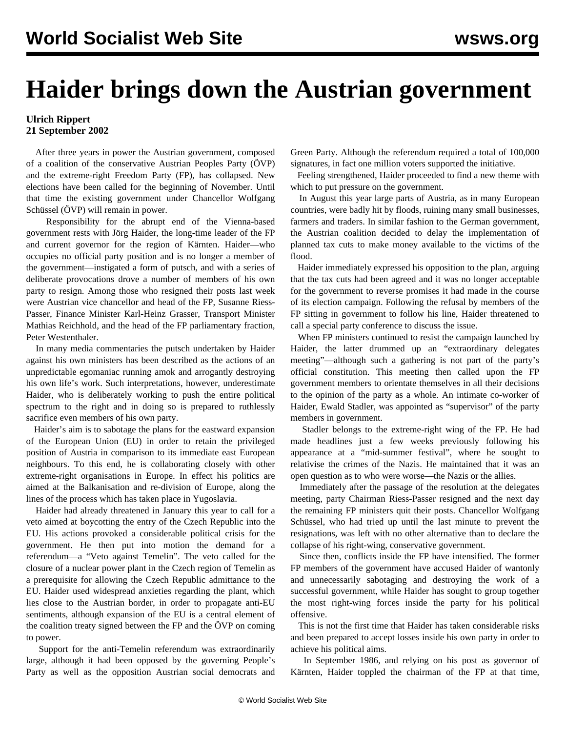# Haider brings down the Austrian government

**Ulrich Rippert**
**21 September 2002**

After three years in power the Austrian government, composed of a coalition of the conservative Austrian Peoples Party (ÖVP) and the extreme-right Freedom Party (FP), has collapsed. New elections have been called for the beginning of November. Until that time the existing government under Chancellor Wolfgang Schüssel (ÖVP) will remain in power.

Responsibility for the abrupt end of the Vienna-based government rests with Jörg Haider, the long-time leader of the FP and current governor for the region of Kärnten. Haider—who occupies no official party position and is no longer a member of the government—instigated a form of putsch, and with a series of deliberate provocations drove a number of members of his own party to resign. Among those who resigned their posts last week were Austrian vice chancellor and head of the FP, Susanne Riess-Passer, Finance Minister Karl-Heinz Grasser, Transport Minister Mathias Reichhold, and the head of the FP parliamentary fraction, Peter Westenthaler.

In many media commentaries the putsch undertaken by Haider against his own ministers has been described as the actions of an unpredictable egomaniac running amok and arrogantly destroying his own life's work. Such interpretations, however, underestimate Haider, who is deliberately working to push the entire political spectrum to the right and in doing so is prepared to ruthlessly sacrifice even members of his own party.

Haider's aim is to sabotage the plans for the eastward expansion of the European Union (EU) in order to retain the privileged position of Austria in comparison to its immediate east European neighbours. To this end, he is collaborating closely with other extreme-right organisations in Europe. In effect his politics are aimed at the Balkanisation and re-division of Europe, along the lines of the process which has taken place in Yugoslavia.

Haider had already threatened in January this year to call for a veto aimed at boycotting the entry of the Czech Republic into the EU. His actions provoked a considerable political crisis for the government. He then put into motion the demand for a referendum—a "Veto against Temelin". The veto called for the closure of a nuclear power plant in the Czech region of Temelin as a prerequisite for allowing the Czech Republic admittance to the EU. Haider used widespread anxieties regarding the plant, which lies close to the Austrian border, in order to propagate anti-EU sentiments, although expansion of the EU is a central element of the coalition treaty signed between the FP and the ÖVP on coming to power.

Support for the anti-Temelin referendum was extraordinarily large, although it had been opposed by the governing People's Party as well as the opposition Austrian social democrats and Green Party. Although the referendum required a total of 100,000 signatures, in fact one million voters supported the initiative.

Feeling strengthened, Haider proceeded to find a new theme with which to put pressure on the government.

In August this year large parts of Austria, as in many European countries, were badly hit by floods, ruining many small businesses, farmers and traders. In similar fashion to the German government, the Austrian coalition decided to delay the implementation of planned tax cuts to make money available to the victims of the flood.

Haider immediately expressed his opposition to the plan, arguing that the tax cuts had been agreed and it was no longer acceptable for the government to reverse promises it had made in the course of its election campaign. Following the refusal by members of the FP sitting in government to follow his line, Haider threatened to call a special party conference to discuss the issue.

When FP ministers continued to resist the campaign launched by Haider, the latter drummed up an "extraordinary delegates meeting"—although such a gathering is not part of the party's official constitution. This meeting then called upon the FP government members to orientate themselves in all their decisions to the opinion of the party as a whole. An intimate co-worker of Haider, Ewald Stadler, was appointed as "supervisor" of the party members in government.

Stadler belongs to the extreme-right wing of the FP. He had made headlines just a few weeks previously following his appearance at a "mid-summer festival", where he sought to relativise the crimes of the Nazis. He maintained that it was an open question as to who were worse—the Nazis or the allies.

Immediately after the passage of the resolution at the delegates meeting, party Chairman Riess-Passer resigned and the next day the remaining FP ministers quit their posts. Chancellor Wolfgang Schüssel, who had tried up until the last minute to prevent the resignations, was left with no other alternative than to declare the collapse of his right-wing, conservative government.

Since then, conflicts inside the FP have intensified. The former FP members of the government have accused Haider of wantonly and unnecessarily sabotaging and destroying the work of a successful government, while Haider has sought to group together the most right-wing forces inside the party for his political offensive.

This is not the first time that Haider has taken considerable risks and been prepared to accept losses inside his own party in order to achieve his political aims.

In September 1986, and relying on his post as governor of Kärnten, Haider toppled the chairman of the FP at that time,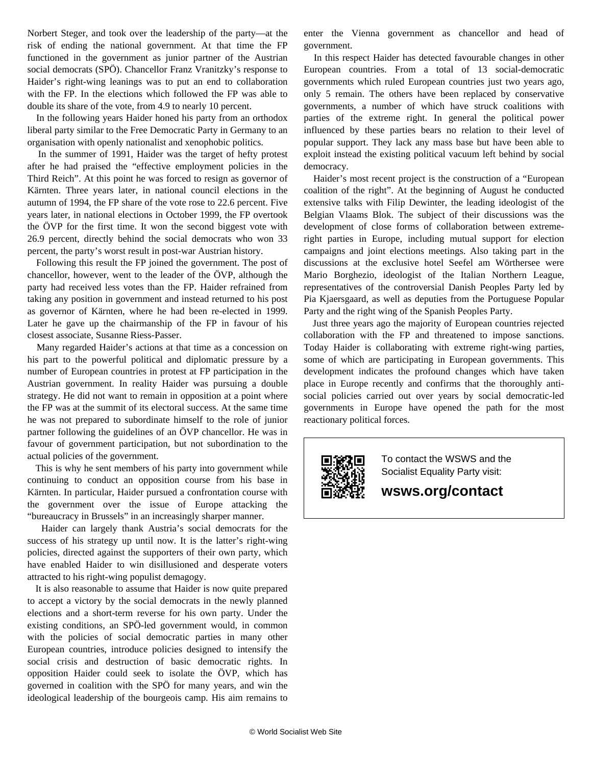Norbert Steger, and took over the leadership of the party—at the risk of ending the national government. At that time the FP functioned in the government as junior partner of the Austrian social democrats (SPÖ). Chancellor Franz Vranitzky's response to Haider's right-wing leanings was to put an end to collaboration with the FP. In the elections which followed the FP was able to double its share of the vote, from 4.9 to nearly 10 percent.

In the following years Haider honed his party from an orthodox liberal party similar to the Free Democratic Party in Germany to an organisation with openly nationalist and xenophobic politics.

In the summer of 1991, Haider was the target of hefty protest after he had praised the "effective employment policies in the Third Reich". At this point he was forced to resign as governor of Kärnten. Three years later, in national council elections in the autumn of 1994, the FP share of the vote rose to 22.6 percent. Five years later, in national elections in October 1999, the FP overtook the ÖVP for the first time. It won the second biggest vote with 26.9 percent, directly behind the social democrats who won 33 percent, the party's worst result in post-war Austrian history.

Following this result the FP joined the government. The post of chancellor, however, went to the leader of the ÖVP, although the party had received less votes than the FP. Haider refrained from taking any position in government and instead returned to his post as governor of Kärnten, where he had been re-elected in 1999. Later he gave up the chairmanship of the FP in favour of his closest associate, Susanne Riess-Passer.

Many regarded Haider's actions at that time as a concession on his part to the powerful political and diplomatic pressure by a number of European countries in protest at FP participation in the Austrian government. In reality Haider was pursuing a double strategy. He did not want to remain in opposition at a point where the FP was at the summit of its electoral success. At the same time he was not prepared to subordinate himself to the role of junior partner following the guidelines of an ÖVP chancellor. He was in favour of government participation, but not subordination to the actual policies of the government.

This is why he sent members of his party into government while continuing to conduct an opposition course from his base in Kärnten. In particular, Haider pursued a confrontation course with the government over the issue of Europe attacking the "bureaucracy in Brussels" in an increasingly sharper manner.

Haider can largely thank Austria's social democrats for the success of his strategy up until now. It is the latter's right-wing policies, directed against the supporters of their own party, which have enabled Haider to win disillusioned and desperate voters attracted to his right-wing populist demagogy.

It is also reasonable to assume that Haider is now quite prepared to accept a victory by the social democrats in the newly planned elections and a short-term reverse for his own party. Under the existing conditions, an SPÖ-led government would, in common with the policies of social democratic parties in many other European countries, introduce policies designed to intensify the social crisis and destruction of basic democratic rights. In opposition Haider could seek to isolate the ÖVP, which has governed in coalition with the SPÖ for many years, and win the ideological leadership of the bourgeois camp. His aim remains to enter the Vienna government as chancellor and head of government.

In this respect Haider has detected favourable changes in other European countries. From a total of 13 social-democratic governments which ruled European countries just two years ago, only 5 remain. The others have been replaced by conservative governments, a number of which have struck coalitions with parties of the extreme right. In general the political power influenced by these parties bears no relation to their level of popular support. They lack any mass base but have been able to exploit instead the existing political vacuum left behind by social democracy.

Haider's most recent project is the construction of a "European coalition of the right". At the beginning of August he conducted extensive talks with Filip Dewinter, the leading ideologist of the Belgian Vlaams Blok. The subject of their discussions was the development of close forms of collaboration between extreme-right parties in Europe, including mutual support for election campaigns and joint elections meetings. Also taking part in the discussions at the exclusive hotel Seefel am Wörthersee were Mario Borghezio, ideologist of the Italian Northern League, representatives of the controversial Danish Peoples Party led by Pia Kjaersgaard, as well as deputies from the Portuguese Popular Party and the right wing of the Spanish Peoples Party.

Just three years ago the majority of European countries rejected collaboration with the FP and threatened to impose sanctions. Today Haider is collaborating with extreme right-wing parties, some of which are participating in European governments. This development indicates the profound changes which have taken place in Europe recently and confirms that the thoroughly anti-social policies carried out over years by social democratic-led governments in Europe have opened the path for the most reactionary political forces.

To contact the WSWS and the Socialist Equality Party visit:

**wsws.org/contact**